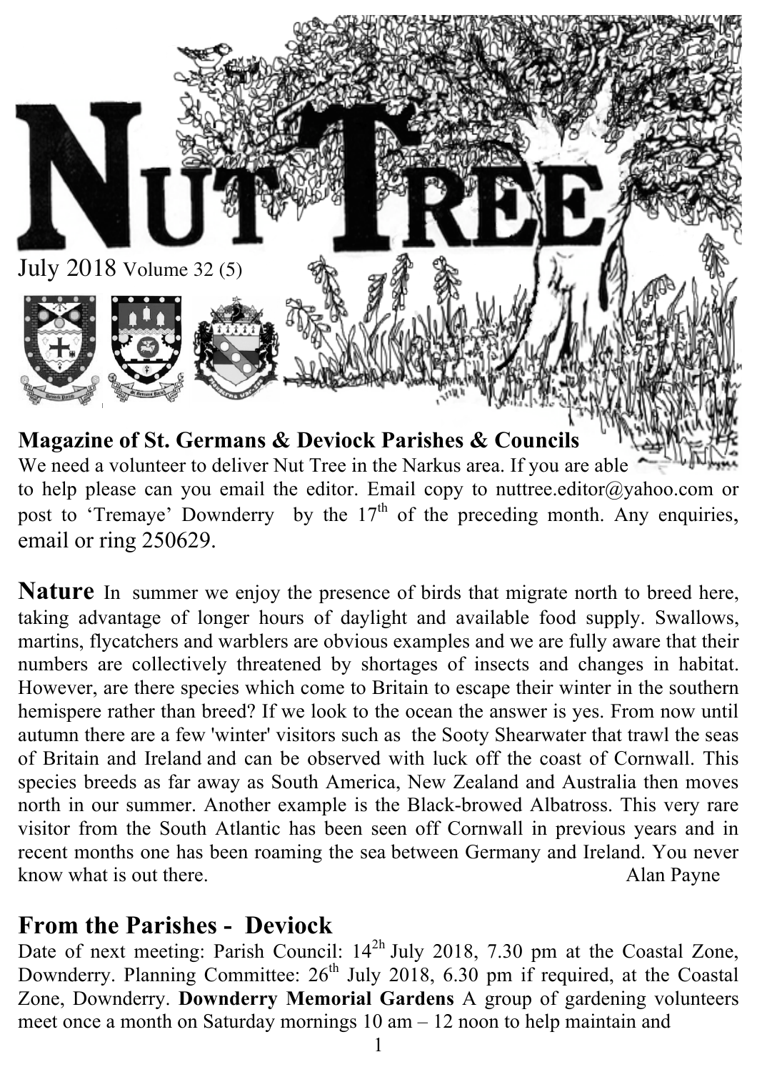# Nut Tree

July 2018 Volume 32 (5)

**Magazine of St. Germans & Deviock Parishes & Councils**

We need a volunteer to deliver Nut Tree in the Narkus area. If you are able to help please can you email the editor. Email copy to nuttree.editor@yahoo.com or post to 'Tremaye' Downderry by the 17th of the preceding month. Any enquiries, email or ring 250629.

**Nature** In summer we enjoy the presence of birds that migrate north to breed here, taking advantage of longer hours of daylight and available food supply. Swallows, martins, flycatchers and warblers are obvious examples and we are fully aware that their numbers are collectively threatened by shortages of insects and changes in habitat. However, are there species which come to Britain to escape their winter in the southern hemispere rather than breed? If we look to the ocean the answer is yes. From now until autumn there are a few 'winter' visitors such as the Sooty Shearwater that trawl the seas of Britain and Ireland and can be observed with luck off the coast of Cornwall. This species breeds as far away as South America, New Zealand and Australia then moves north in our summer. Another example is the Black-browed Albatross. This very rare visitor from the South Atlantic has been seen off Cornwall in previous years and in recent months one has been roaming the sea between Germany and Ireland. You never know what is out there.

Alan Payne

## From the Parishes - Deviock

Date of next meeting: Parish Council: 14[2h] July 2018, 7.30 pm at the Coastal Zone, Downderry. Planning Committee: 26th July 2018, 6.30 pm if required, at the Coastal Zone, Downderry. **Downderry Memorial Gardens** A group of gardening volunteers meet once a month on Saturday mornings 10 am – 12 noon to help maintain and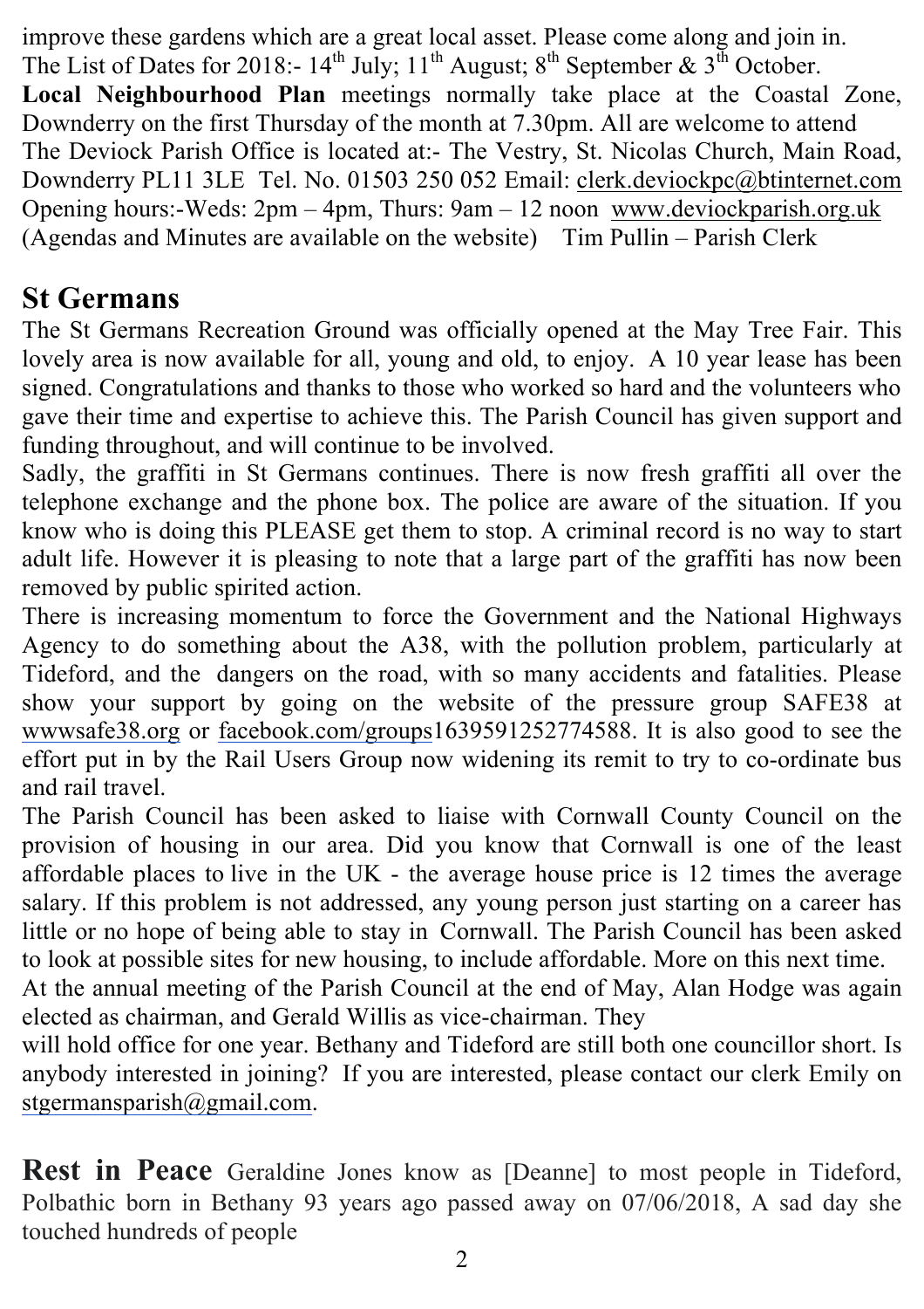improve these gardens which are a great local asset. Please come along and join in.
The List of Dates for 2018:- 14th July; 11th August; 8th September & 3rd October.

**Local Neighbourhood Plan** meetings normally take place at the Coastal Zone, Downderry on the first Thursday of the month at 7.30pm. All are welcome to attend

The Deviock Parish Office is located at:- The Vestry, St. Nicolas Church, Main Road, Downderry PL11 3LE Tel. No. 01503 250 052 Email: clerk.deviockpc@btinternet.com
Opening hours:-Weds: 2pm – 4pm, Thurs: 9am – 12 noon www.deviockparish.org.uk
(Agendas and Minutes are available on the website) Tim Pullin – Parish Clerk

## St Germans

The St Germans Recreation Ground was officially opened at the May Tree Fair. This lovely area is now available for all, young and old, to enjoy. A 10 year lease has been signed. Congratulations and thanks to those who worked so hard and the volunteers who gave their time and expertise to achieve this. The Parish Council has given support and funding throughout, and will continue to be involved.

Sadly, the graffiti in St Germans continues. There is now fresh graffiti all over the telephone exchange and the phone box. The police are aware of the situation. If you know who is doing this PLEASE get them to stop. A criminal record is no way to start adult life. However it is pleasing to note that a large part of the graffiti has now been removed by public spirited action.

There is increasing momentum to force the Government and the National Highways Agency to do something about the A38, with the pollution problem, particularly at Tideford, and the dangers on the road, with so many accidents and fatalities. Please show your support by going on the website of the pressure group SAFE38 at wwwsafe38.org or facebook.com/groups1639591252774588. It is also good to see the effort put in by the Rail Users Group now widening its remit to try to co-ordinate bus and rail travel.

The Parish Council has been asked to liaise with Cornwall County Council on the provision of housing in our area. Did you know that Cornwall is one of the least affordable places to live in the UK - the average house price is 12 times the average salary. If this problem is not addressed, any young person just starting on a career has little or no hope of being able to stay in Cornwall. The Parish Council has been asked to look at possible sites for new housing, to include affordable. More on this next time.

At the annual meeting of the Parish Council at the end of May, Alan Hodge was again elected as chairman, and Gerald Willis as vice-chairman. They
will hold office for one year. Bethany and Tideford are still both one councillor short. Is anybody interested in joining? If you are interested, please contact our clerk Emily on stgermansparish@gmail.com.

**Rest in Peace** Geraldine Jones know as [Deanne] to most people in Tideford, Polbathic born in Bethany 93 years ago passed away on 07/06/2018, A sad day she touched hundreds of people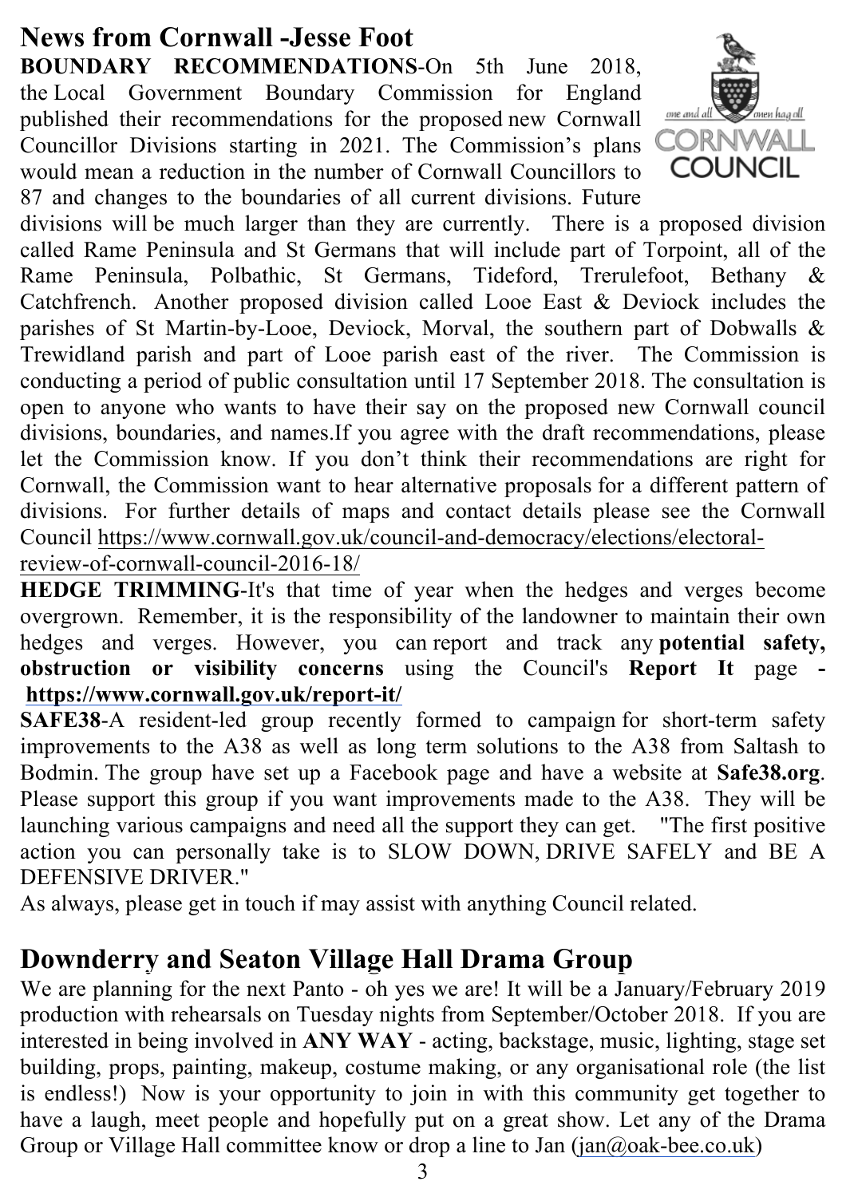## News from Cornwall -Jesse Foot

**BOUNDARY RECOMMENDATIONS**-On 5th June 2018, the Local Government Boundary Commission for England published their recommendations for the proposed new Cornwall Councillor Divisions starting in 2021. The Commission's plans would mean a reduction in the number of Cornwall Councillors to 87 and changes to the boundaries of all current divisions. Future divisions will be much larger than they are currently. There is a proposed division called Rame Peninsula and St Germans that will include part of Torpoint, all of the Rame Peninsula, Polbathic, St Germans, Tideford, Trerulefoot, Bethany & Catchfrench. Another proposed division called Looe East & Deviock includes the parishes of St Martin-by-Looe, Deviock, Morval, the southern part of Dobwalls & Trewidland parish and part of Looe parish east of the river. The Commission is conducting a period of public consultation until 17 September 2018. The consultation is open to anyone who wants to have their say on the proposed new Cornwall council divisions, boundaries, and names.If you agree with the draft recommendations, please let the Commission know. If you don't think their recommendations are right for Cornwall, the Commission want to hear alternative proposals for a different pattern of divisions. For further details of maps and contact details please see the Cornwall Council https://www.cornwall.gov.uk/council-and-democracy/elections/electoral-review-of-cornwall-council-2016-18/

**HEDGE TRIMMING**-It's that time of year when the hedges and verges become overgrown. Remember, it is the responsibility of the landowner to maintain their own hedges and verges. However, you can report and track any **potential safety, obstruction or visibility concerns** using the Council's **Report It** page **- https://www.cornwall.gov.uk/report-it/**

**SAFE38**-A resident-led group recently formed to campaign for short-term safety improvements to the A38 as well as long term solutions to the A38 from Saltash to Bodmin. The group have set up a Facebook page and have a website at **Safe38.org**. Please support this group if you want improvements made to the A38. They will be launching various campaigns and need all the support they can get. "The first positive action you can personally take is to SLOW DOWN, DRIVE SAFELY and BE A DEFENSIVE DRIVER."

As always, please get in touch if may assist with anything Council related.

## Downderry and Seaton Village Hall Drama Group

We are planning for the next Panto - oh yes we are! It will be a January/February 2019 production with rehearsals on Tuesday nights from September/October 2018. If you are interested in being involved in **ANY WAY** - acting, backstage, music, lighting, stage set building, props, painting, makeup, costume making, or any organisational role (the list is endless!) Now is your opportunity to join in with this community get together to have a laugh, meet people and hopefully put on a great show. Let any of the Drama Group or Village Hall committee know or drop a line to Jan (jan@oak-bee.co.uk)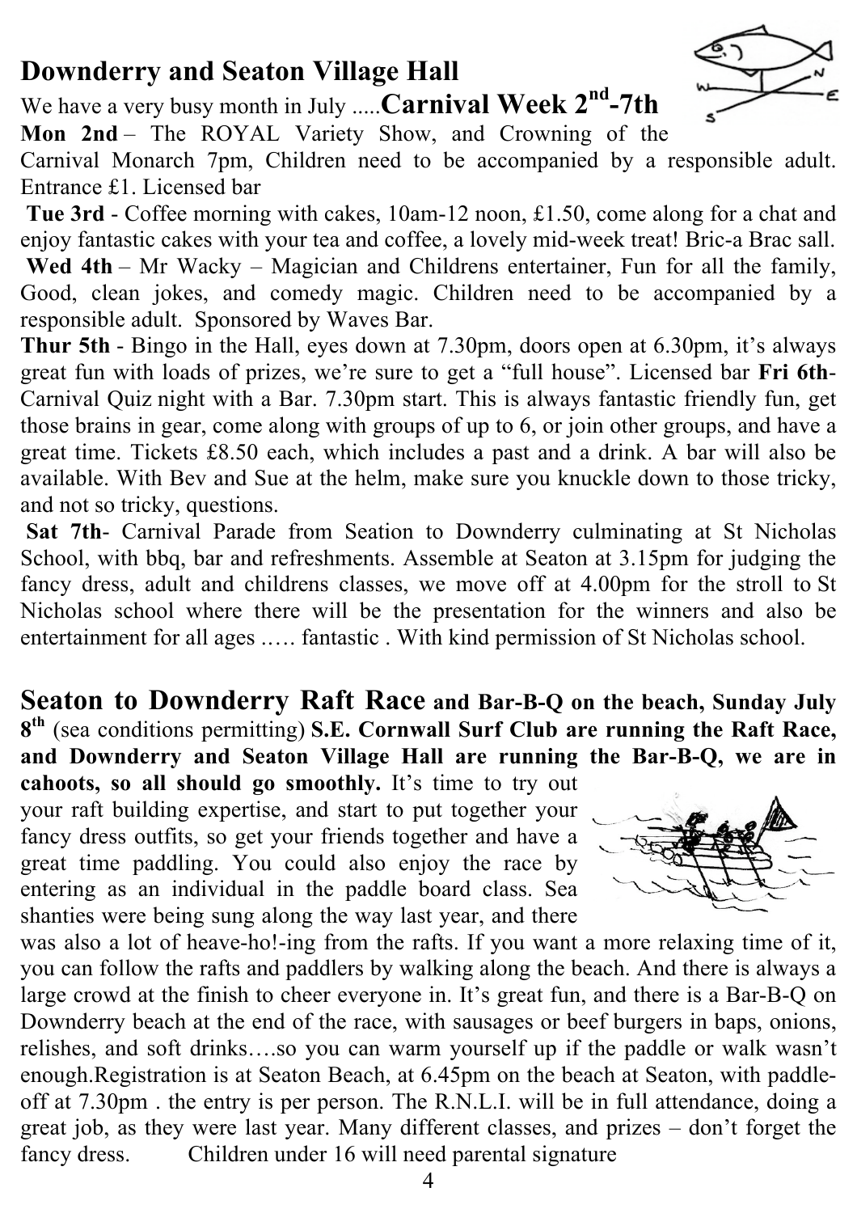## Downderry and Seaton Village Hall

We have a very busy month in July .....**Carnival Week 2nd-7th**

**Mon 2nd** – The ROYAL Variety Show, and Crowning of the Carnival Monarch 7pm, Children need to be accompanied by a responsible adult. Entrance £1. Licensed bar

**Tue 3rd** - Coffee morning with cakes, 10am-12 noon, £1.50, come along for a chat and enjoy fantastic cakes with your tea and coffee, a lovely mid-week treat! Bric-a Brac sall.

**Wed 4th** – Mr Wacky – Magician and Childrens entertainer, Fun for all the family, Good, clean jokes, and comedy magic. Children need to be accompanied by a responsible adult. Sponsored by Waves Bar.

**Thur 5th** - Bingo in the Hall, eyes down at 7.30pm, doors open at 6.30pm, it's always great fun with loads of prizes, we're sure to get a "full house". Licensed bar **Fri 6th**- Carnival Quiz night with a Bar. 7.30pm start. This is always fantastic friendly fun, get those brains in gear, come along with groups of up to 6, or join other groups, and have a great time. Tickets £8.50 each, which includes a past and a drink. A bar will also be available. With Bev and Sue at the helm, make sure you knuckle down to those tricky, and not so tricky, questions.

**Sat 7th**- Carnival Parade from Seation to Downderry culminating at St Nicholas School, with bbq, bar and refreshments. Assemble at Seaton at 3.15pm for judging the fancy dress, adult and childrens classes, we move off at 4.00pm for the stroll to St Nicholas school where there will be the presentation for the winners and also be entertainment for all ages ..… fantastic . With kind permission of St Nicholas school.

**Seaton to Downderry Raft Race and Bar-B-Q on the beach, Sunday July 8th** (sea conditions permitting) **S.E. Cornwall Surf Club are running the Raft Race, and Downderry and Seaton Village Hall are running the Bar-B-Q, we are in cahoots, so all should go smoothly.** It's time to try out your raft building expertise, and start to put together your fancy dress outfits, so get your friends together and have a great time paddling. You could also enjoy the race by entering as an individual in the paddle board class. Sea shanties were being sung along the way last year, and there was also a lot of heave-ho!-ing from the rafts. If you want a more relaxing time of it, you can follow the rafts and paddlers by walking along the beach. And there is always a large crowd at the finish to cheer everyone in. It's great fun, and there is a Bar-B-Q on Downderry beach at the end of the race, with sausages or beef burgers in baps, onions, relishes, and soft drinks….so you can warm yourself up if the paddle or walk wasn't enough.Registration is at Seaton Beach, at 6.45pm on the beach at Seaton, with paddle-off at 7.30pm . the entry is per person. The R.N.L.I. will be in full attendance, doing a great job, as they were last year. Many different classes, and prizes – don't forget the fancy dress. Children under 16 will need parental signature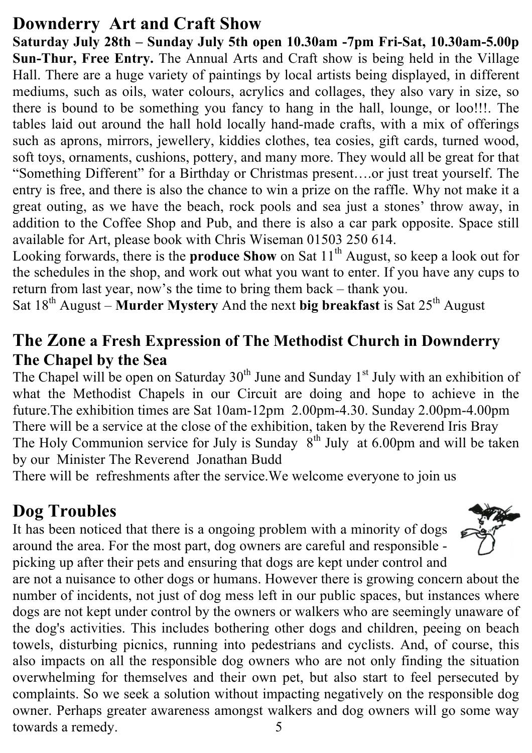## Downderry Art and Craft Show

**Saturday July 28th – Sunday July 5th open 10.30am -7pm Fri-Sat, 10.30am-5.00p Sun-Thur, Free Entry.** The Annual Arts and Craft show is being held in the Village Hall. There are a huge variety of paintings by local artists being displayed, in different mediums, such as oils, water colours, acrylics and collages, they also vary in size, so there is bound to be something you fancy to hang in the hall, lounge, or loo!!!. The tables laid out around the hall hold locally hand-made crafts, with a mix of offerings such as aprons, mirrors, jewellery, kiddies clothes, tea cosies, gift cards, turned wood, soft toys, ornaments, cushions, pottery, and many more. They would all be great for that "Something Different" for a Birthday or Christmas present….or just treat yourself. The entry is free, and there is also the chance to win a prize on the raffle. Why not make it a great outing, as we have the beach, rock pools and sea just a stones' throw away, in addition to the Coffee Shop and Pub, and there is also a car park opposite. Space still available for Art, please book with Chris Wiseman 01503 250 614.

Looking forwards, there is the **produce Show** on Sat 11th August, so keep a look out for the schedules in the shop, and work out what you want to enter. If you have any cups to return from last year, now's the time to bring them back – thank you.

Sat 18th August – **Murder Mystery** And the next **big breakfast** is Sat 25th August

## The Zone a Fresh Expression of The Methodist Church in Downderry

### The Chapel by the Sea

The Chapel will be open on Saturday 30th June and Sunday 1st July with an exhibition of what the Methodist Chapels in our Circuit are doing and hope to achieve in the future.The exhibition times are Sat 10am-12pm 2.00pm-4.30. Sunday 2.00pm-4.00pm

There will be a service at the close of the exhibition, taken by the Reverend Iris Bray

The Holy Communion service for July is Sunday 8th July at 6.00pm and will be taken by our Minister The Reverend Jonathan Budd

There will be refreshments after the service.We welcome everyone to join us

## Dog Troubles

It has been noticed that there is a ongoing problem with a minority of dogs around the area. For the most part, dog owners are careful and responsible - picking up after their pets and ensuring that dogs are kept under control and are not a nuisance to other dogs or humans. However there is growing concern about the number of incidents, not just of dog mess left in our public spaces, but instances where dogs are not kept under control by the owners or walkers who are seemingly unaware of the dog's activities. This includes bothering other dogs and children, peeing on beach towels, disturbing picnics, running into pedestrians and cyclists. And, of course, this also impacts on all the responsible dog owners who are not only finding the situation overwhelming for themselves and their own pet, but also start to feel persecuted by complaints. So we seek a solution without impacting negatively on the responsible dog owner. Perhaps greater awareness amongst walkers and dog owners will go some way towards a remedy.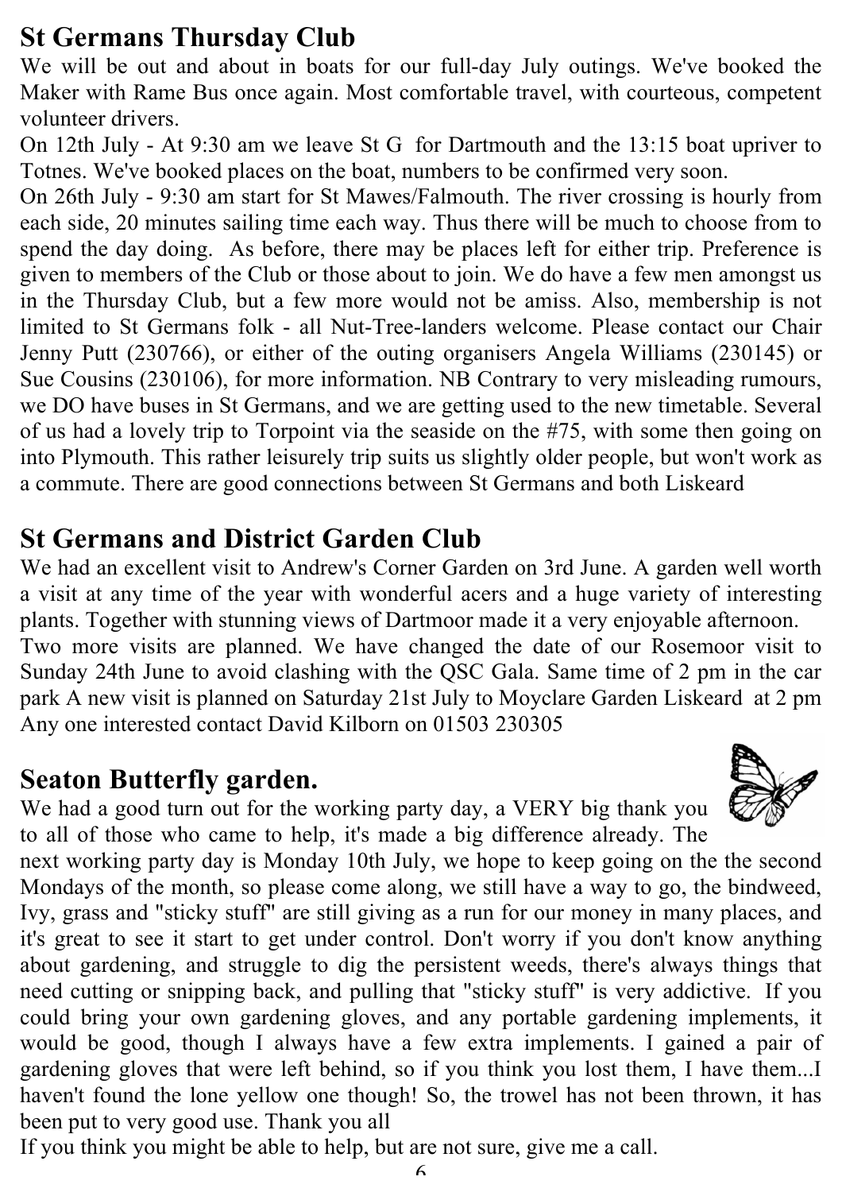## St Germans Thursday Club

We will be out and about in boats for our full-day July outings. We've booked the Maker with Rame Bus once again. Most comfortable travel, with courteous, competent volunteer drivers.

On 12th July - At 9:30 am we leave St G for Dartmouth and the 13:15 boat upriver to Totnes. We've booked places on the boat, numbers to be confirmed very soon.

On 26th July - 9:30 am start for St Mawes/Falmouth. The river crossing is hourly from each side, 20 minutes sailing time each way. Thus there will be much to choose from to spend the day doing. As before, there may be places left for either trip. Preference is given to members of the Club or those about to join. We do have a few men amongst us in the Thursday Club, but a few more would not be amiss. Also, membership is not limited to St Germans folk - all Nut-Tree-landers welcome. Please contact our Chair Jenny Putt (230766), or either of the outing organisers Angela Williams (230145) or Sue Cousins (230106), for more information. NB Contrary to very misleading rumours, we DO have buses in St Germans, and we are getting used to the new timetable. Several of us had a lovely trip to Torpoint via the seaside on the #75, with some then going on into Plymouth. This rather leisurely trip suits us slightly older people, but won't work as a commute. There are good connections between St Germans and both Liskeard

## St Germans and District Garden Club

We had an excellent visit to Andrew's Corner Garden on 3rd June. A garden well worth a visit at any time of the year with wonderful acers and a huge variety of interesting plants. Together with stunning views of Dartmoor made it a very enjoyable afternoon.

Two more visits are planned. We have changed the date of our Rosemoor visit to Sunday 24th June to avoid clashing with the QSC Gala. Same time of 2 pm in the car park A new visit is planned on Saturday 21st July to Moyclare Garden Liskeard at 2 pm Any one interested contact David Kilborn on 01503 230305

## Seaton Butterfly garden.

We had a good turn out for the working party day, a VERY big thank you to all of those who came to help, it's made a big difference already. The next working party day is Monday 10th July, we hope to keep going on the the second Mondays of the month, so please come along, we still have a way to go, the bindweed, Ivy, grass and "sticky stuff" are still giving as a run for our money in many places, and it's great to see it start to get under control. Don't worry if you don't know anything about gardening, and struggle to dig the persistent weeds, there's always things that need cutting or snipping back, and pulling that "sticky stuff" is very addictive. If you could bring your own gardening gloves, and any portable gardening implements, it would be good, though I always have a few extra implements. I gained a pair of gardening gloves that were left behind, so if you think you lost them, I have them...I haven't found the lone yellow one though! So, the trowel has not been thrown, it has been put to very good use. Thank you all

If you think you might be able to help, but are not sure, give me a call.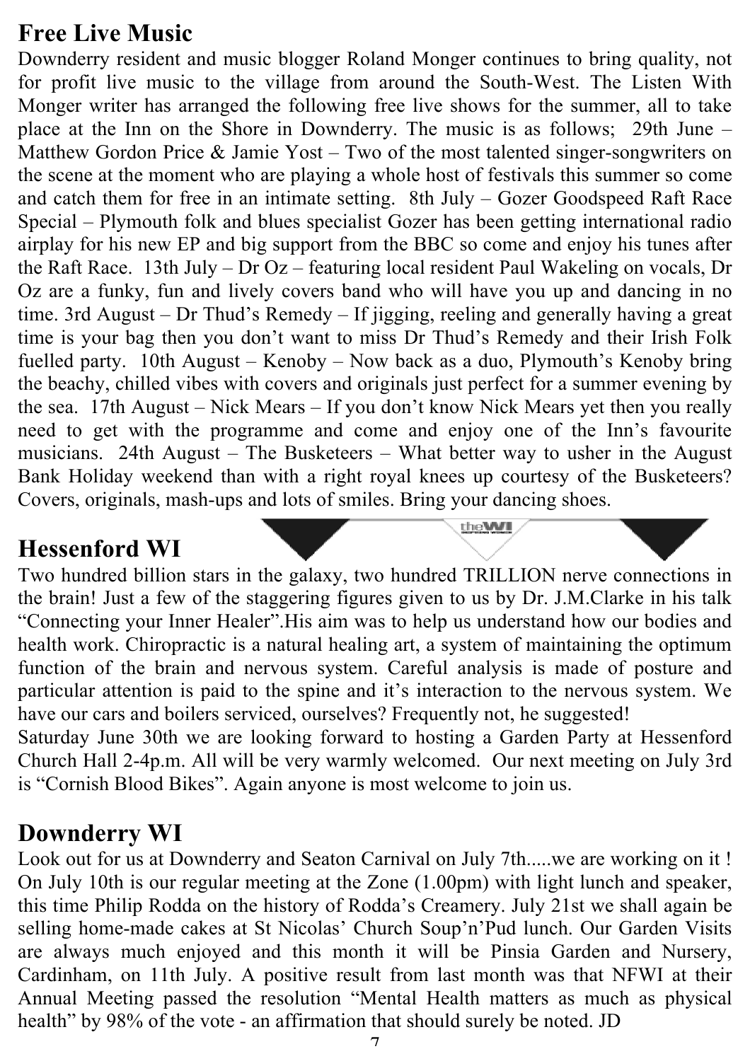## Free Live Music

Downderry resident and music blogger Roland Monger continues to bring quality, not for profit live music to the village from around the South-West. The Listen With Monger writer has arranged the following free live shows for the summer, all to take place at the Inn on the Shore in Downderry. The music is as follows; 29th June – Matthew Gordon Price & Jamie Yost – Two of the most talented singer-songwriters on the scene at the moment who are playing a whole host of festivals this summer so come and catch them for free in an intimate setting. 8th July – Gozer Goodspeed Raft Race Special – Plymouth folk and blues specialist Gozer has been getting international radio airplay for his new EP and big support from the BBC so come and enjoy his tunes after the Raft Race. 13th July – Dr Oz – featuring local resident Paul Wakeling on vocals, Dr Oz are a funky, fun and lively covers band who will have you up and dancing in no time. 3rd August – Dr Thud's Remedy – If jigging, reeling and generally having a great time is your bag then you don't want to miss Dr Thud's Remedy and their Irish Folk fuelled party. 10th August – Kenoby – Now back as a duo, Plymouth's Kenoby bring the beachy, chilled vibes with covers and originals just perfect for a summer evening by the sea. 17th August – Nick Mears – If you don't know Nick Mears yet then you really need to get with the programme and come and enjoy one of the Inn's favourite musicians. 24th August – The Busketeers – What better way to usher in the August Bank Holiday weekend than with a right royal knees up courtesy of the Busketeers? Covers, originals, mash-ups and lots of smiles. Bring your dancing shoes.

## Hessenford WI

Two hundred billion stars in the galaxy, two hundred TRILLION nerve connections in the brain! Just a few of the staggering figures given to us by Dr. J.M.Clarke in his talk "Connecting your Inner Healer".His aim was to help us understand how our bodies and health work. Chiropractic is a natural healing art, a system of maintaining the optimum function of the brain and nervous system. Careful analysis is made of posture and particular attention is paid to the spine and it's interaction to the nervous system. We have our cars and boilers serviced, ourselves? Frequently not, he suggested!

Saturday June 30th we are looking forward to hosting a Garden Party at Hessenford Church Hall 2-4p.m. All will be very warmly welcomed. Our next meeting on July 3rd is "Cornish Blood Bikes". Again anyone is most welcome to join us.

## Downderry WI

Look out for us at Downderry and Seaton Carnival on July 7th.....we are working on it ! On July 10th is our regular meeting at the Zone (1.00pm) with light lunch and speaker, this time Philip Rodda on the history of Rodda's Creamery. July 21st we shall again be selling home-made cakes at St Nicolas' Church Soup'n'Pud lunch. Our Garden Visits are always much enjoyed and this month it will be Pinsia Garden and Nursery, Cardinham, on 11th July. A positive result from last month was that NFWI at their Annual Meeting passed the resolution "Mental Health matters as much as physical health" by 98% of the vote - an affirmation that should surely be noted. JD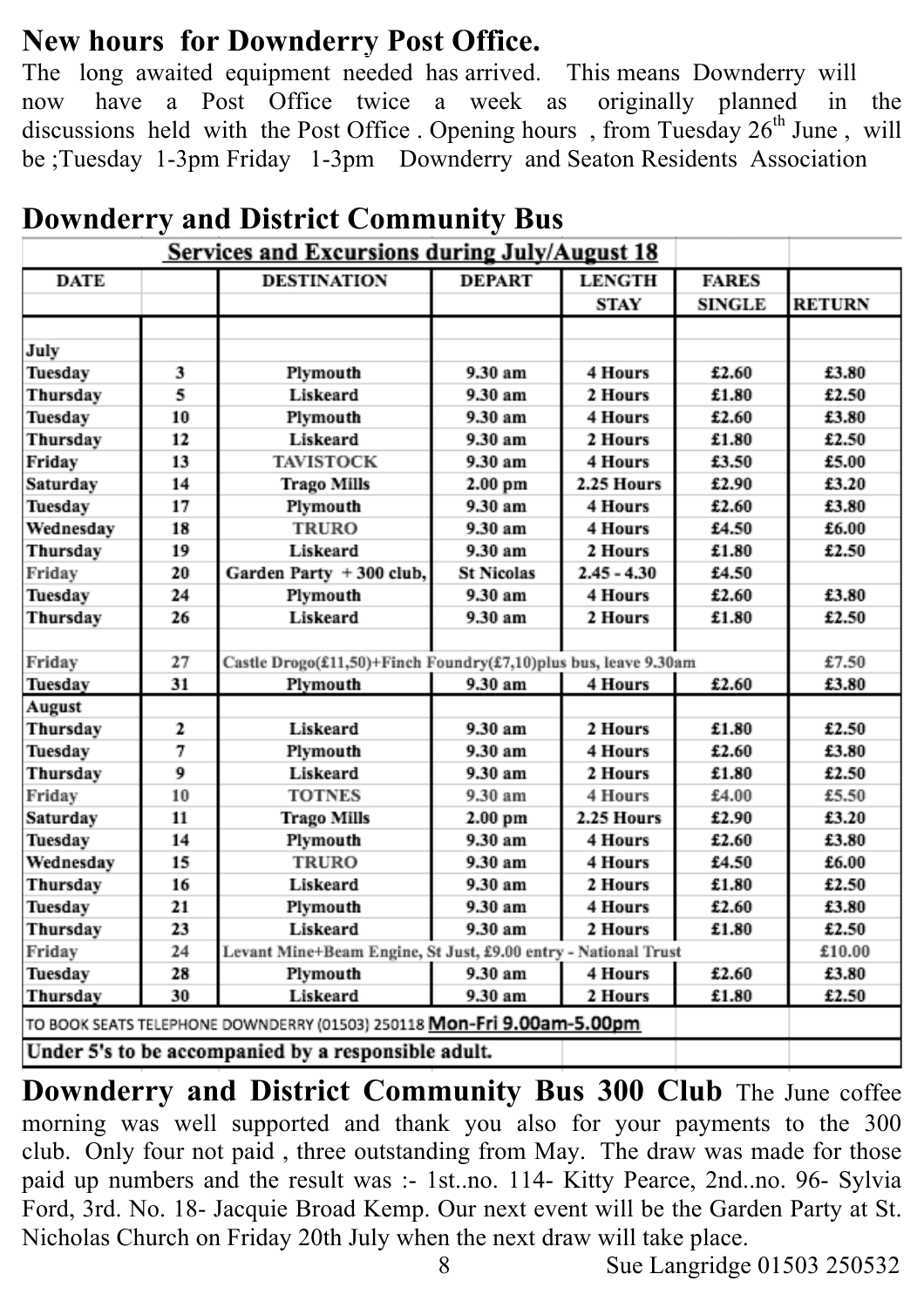## New hours for Downderry Post Office.

The long awaited equipment needed has arrived. This means Downderry will now have a Post Office twice a week as originally planned in the discussions held with the Post Office . Opening hours , from Tuesday 26th June , will be ;Tuesday 1-3pm Friday 1-3pm Downderry and Seaton Residents Association

## Downderry and District Community Bus

| Services and Excursions during July/August 18 | | | | | | |
|---|---|---|---|---|---|---|
| DATE | | DESTINATION | DEPART | LENGTH STAY | FARES SINGLE | RETURN |
| July | | | | | | |
| Tuesday | 3 | Plymouth | 9.30 am | 4 Hours | £2.60 | £3.80 |
| Thursday | 5 | Liskeard | 9.30 am | 2 Hours | £1.80 | £2.50 |
| Tuesday | 10 | Plymouth | 9.30 am | 4 Hours | £2.60 | £3.80 |
| Thursday | 12 | Liskeard | 9.30 am | 2 Hours | £1.80 | £2.50 |
| Friday | 13 | TAVISTOCK | 9.30 am | 4 Hours | £3.50 | £5.00 |
| Saturday | 14 | Trago Mills | 2.00 pm | 2.25 Hours | £2.90 | £3.20 |
| Tuesday | 17 | Plymouth | 9.30 am | 4 Hours | £2.60 | £3.80 |
| Wednesday | 18 | TRURO | 9.30 am | 4 Hours | £4.50 | £6.00 |
| Thursday | 19 | Liskeard | 9.30 am | 2 Hours | £1.80 | £2.50 |
| Friday | 20 | Garden Party + 300 club, | St Nicolas | 2.45 - 4.30 | £4.50 | |
| Tuesday | 24 | Plymouth | 9.30 am | 4 Hours | £2.60 | £3.80 |
| Thursday | 26 | Liskeard | 9.30 am | 2 Hours | £1.80 | £2.50 |
| Friday | 27 | Castle Drogo(£11,50)+Finch Foundry(£7,10)plus bus, leave 9.30am | | | | £7.50 |
| Tuesday | 31 | Plymouth | 9.30 am | 4 Hours | £2.60 | £3.80 |
| August | | | | | | |
| Thursday | 2 | Liskeard | 9.30 am | 2 Hours | £1.80 | £2.50 |
| Tuesday | 7 | Plymouth | 9.30 am | 4 Hours | £2.60 | £3.80 |
| Thursday | 9 | Liskeard | 9.30 am | 2 Hours | £1.80 | £2.50 |
| Friday | 10 | TOTNES | 9.30 am | 4 Hours | £4.00 | £5.50 |
| Saturday | 11 | Trago Mills | 2.00 pm | 2.25 Hours | £2.90 | £3.20 |
| Tuesday | 14 | Plymouth | 9.30 am | 4 Hours | £2.60 | £3.80 |
| Wednesday | 15 | TRURO | 9.30 am | 4 Hours | £4.50 | £6.00 |
| Thursday | 16 | Liskeard | 9.30 am | 2 Hours | £1.80 | £2.50 |
| Tuesday | 21 | Plymouth | 9.30 am | 4 Hours | £2.60 | £3.80 |
| Thursday | 23 | Liskeard | 9.30 am | 2 Hours | £1.80 | £2.50 |
| Friday | 24 | Levant Mine+Beam Engine, St Just, £9.00 entry - National Trust | | | | £10.00 |
| Tuesday | 28 | Plymouth | 9.30 am | 4 Hours | £2.60 | £3.80 |
| Thursday | 30 | Liskeard | 9.30 am | 2 Hours | £1.80 | £2.50 |
| TO BOOK SEATS TELEPHONE DOWNDERRY (01503) 250118 **Mon-Fri 9.00am-5.00pm** | | | | | | |
| **Under 5's to be accompanied by a responsible adult.** | | | | | | |

**Downderry and District Community Bus 300 Club** The June coffee morning was well supported and thank you also for your payments to the 300 club. Only four not paid , three outstanding from May. The draw was made for those paid up numbers and the result was :- 1st..no. 114- Kitty Pearce, 2nd..no. 96- Sylvia Ford, 3rd. No. 18- Jacquie Broad Kemp. Our next event will be the Garden Party at St. Nicholas Church on Friday 20th July when the next draw will take place.

Sue Langridge 01503 250532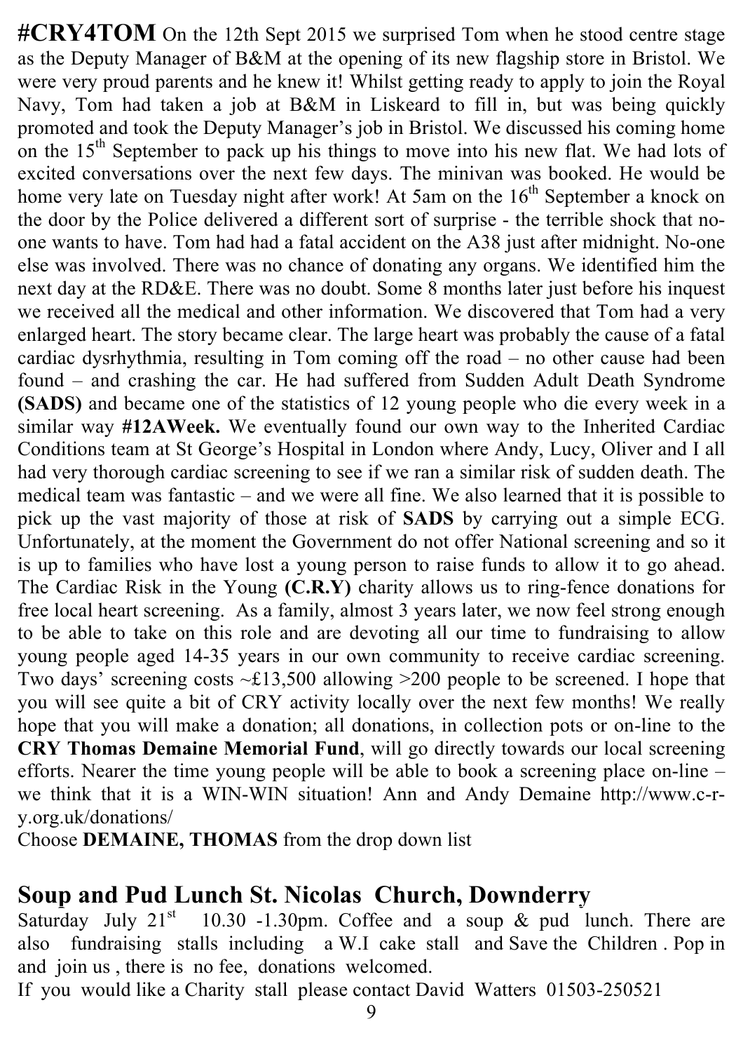**#CRY4TOM** On the 12th Sept 2015 we surprised Tom when he stood centre stage as the Deputy Manager of B&M at the opening of its new flagship store in Bristol. We were very proud parents and he knew it! Whilst getting ready to apply to join the Royal Navy, Tom had taken a job at B&M in Liskeard to fill in, but was being quickly promoted and took the Deputy Manager's job in Bristol. We discussed his coming home on the 15th September to pack up his things to move into his new flat. We had lots of excited conversations over the next few days. The minivan was booked. He would be home very late on Tuesday night after work! At 5am on the 16th September a knock on the door by the Police delivered a different sort of surprise - the terrible shock that no-one wants to have. Tom had had a fatal accident on the A38 just after midnight. No-one else was involved. There was no chance of donating any organs. We identified him the next day at the RD&E. There was no doubt. Some 8 months later just before his inquest we received all the medical and other information. We discovered that Tom had a very enlarged heart. The story became clear. The large heart was probably the cause of a fatal cardiac dysrhythmia, resulting in Tom coming off the road – no other cause had been found – and crashing the car. He had suffered from Sudden Adult Death Syndrome **(SADS)** and became one of the statistics of 12 young people who die every week in a similar way **#12AWeek.** We eventually found our own way to the Inherited Cardiac Conditions team at St George's Hospital in London where Andy, Lucy, Oliver and I all had very thorough cardiac screening to see if we ran a similar risk of sudden death. The medical team was fantastic – and we were all fine. We also learned that it is possible to pick up the vast majority of those at risk of **SADS** by carrying out a simple ECG. Unfortunately, at the moment the Government do not offer National screening and so it is up to families who have lost a young person to raise funds to allow it to go ahead. The Cardiac Risk in the Young **(C.R.Y)** charity allows us to ring-fence donations for free local heart screening. As a family, almost 3 years later, we now feel strong enough to be able to take on this role and are devoting all our time to fundraising to allow young people aged 14-35 years in our own community to receive cardiac screening. Two days' screening costs ~£13,500 allowing >200 people to be screened. I hope that you will see quite a bit of CRY activity locally over the next few months! We really hope that you will make a donation; all donations, in collection pots or on-line to the **CRY Thomas Demaine Memorial Fund**, will go directly towards our local screening efforts. Nearer the time young people will be able to book a screening place on-line – we think that it is a WIN-WIN situation! Ann and Andy Demaine http://www.c-r-y.org.uk/donations/

Choose **DEMAINE, THOMAS** from the drop down list

## Soup and Pud Lunch St. Nicolas Church, Downderry

Saturday July 21st 10.30 -1.30pm. Coffee and a soup & pud lunch. There are also fundraising stalls including a W.I cake stall and Save the Children . Pop in and join us , there is no fee, donations welcomed.

If you would like a Charity stall please contact David Watters 01503-250521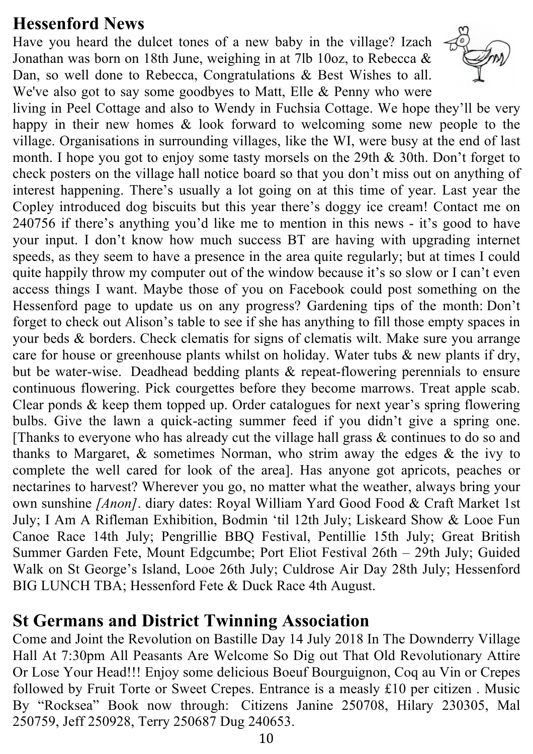## Hessenford News

Have you heard the dulcet tones of a new baby in the village? Izach Jonathan was born on 18th June, weighing in at 7lb 10oz, to Rebecca & Dan, so well done to Rebecca, Congratulations & Best Wishes to all. We've also got to say some goodbyes to Matt, Elle & Penny who were living in Peel Cottage and also to Wendy in Fuchsia Cottage. We hope they'll be very happy in their new homes & look forward to welcoming some new people to the village. Organisations in surrounding villages, like the WI, were busy at the end of last month. I hope you got to enjoy some tasty morsels on the 29th & 30th. Don't forget to check posters on the village hall notice board so that you don't miss out on anything of interest happening. There's usually a lot going on at this time of year. Last year the Copley introduced dog biscuits but this year there's doggy ice cream! Contact me on 240756 if there's anything you'd like me to mention in this news - it's good to have your input. I don't know how much success BT are having with upgrading internet speeds, as they seem to have a presence in the area quite regularly; but at times I could quite happily throw my computer out of the window because it's so slow or I can't even access things I want. Maybe those of you on Facebook could post something on the Hessenford page to update us on any progress? Gardening tips of the month: Don't forget to check out Alison's table to see if she has anything to fill those empty spaces in your beds & borders. Check clematis for signs of clematis wilt. Make sure you arrange care for house or greenhouse plants whilst on holiday. Water tubs & new plants if dry, but be water-wise. Deadhead bedding plants & repeat-flowering perennials to ensure continuous flowering. Pick courgettes before they become marrows. Treat apple scab. Clear ponds & keep them topped up. Order catalogues for next year's spring flowering bulbs. Give the lawn a quick-acting summer feed if you didn't give a spring one. [Thanks to everyone who has already cut the village hall grass & continues to do so and thanks to Margaret, & sometimes Norman, who strim away the edges & the ivy to complete the well cared for look of the area]. Has anyone got apricots, peaches or nectarines to harvest? Wherever you go, no matter what the weather, always bring your own sunshine *[Anon]*. diary dates: Royal William Yard Good Food & Craft Market 1st July; I Am A Rifleman Exhibition, Bodmin 'til 12th July; Liskeard Show & Looe Fun Canoe Race 14th July; Pengrillie BBQ Festival, Pentillie 15th July; Great British Summer Garden Fete, Mount Edgcumbe; Port Eliot Festival 26th – 29th July; Guided Walk on St George's Island, Looe 26th July; Culdrose Air Day 28th July; Hessenford BIG LUNCH TBA; Hessenford Fete & Duck Race 4th August.

## St Germans and District Twinning Association

Come and Joint the Revolution on Bastille Day 14 July 2018 In The Downderry Village Hall At 7:30pm All Peasants Are Welcome So Dig out That Old Revolutionary Attire Or Lose Your Head!!! Enjoy some delicious Boeuf Bourguignon, Coq au Vin or Crepes followed by Fruit Torte or Sweet Crepes. Entrance is a measly £10 per citizen . Music By "Rocksea" Book now through: Citizens Janine 250708, Hilary 230305, Mal 250759, Jeff 250928, Terry 250687 Dug 240653.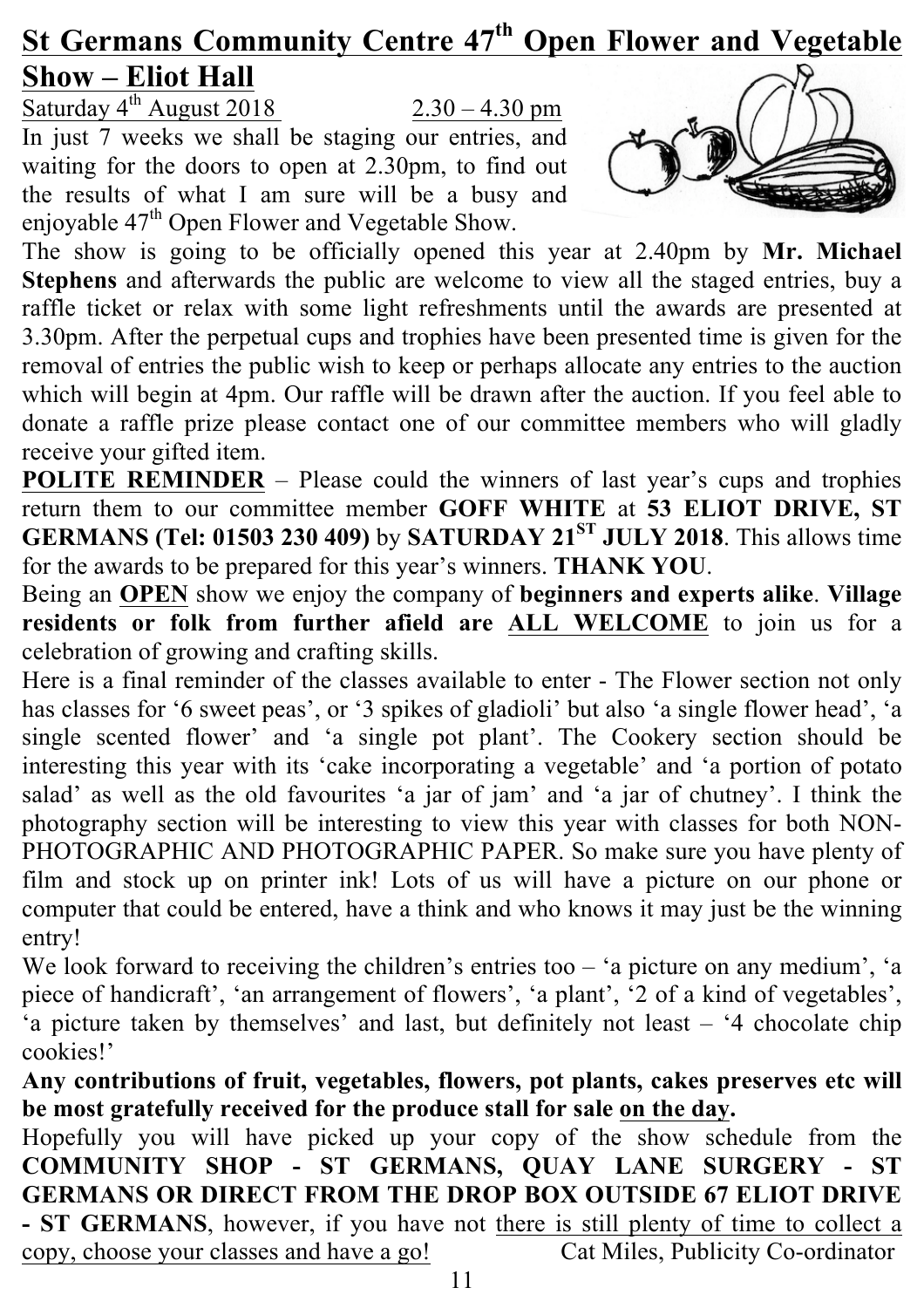## St Germans Community Centre 47th Open Flower and Vegetable Show – Eliot Hall

Saturday 4th August 2018 2.30 – 4.30 pm

In just 7 weeks we shall be staging our entries, and waiting for the doors to open at 2.30pm, to find out the results of what I am sure will be a busy and enjoyable 47th Open Flower and Vegetable Show.

The show is going to be officially opened this year at 2.40pm by **Mr. Michael Stephens** and afterwards the public are welcome to view all the staged entries, buy a raffle ticket or relax with some light refreshments until the awards are presented at 3.30pm. After the perpetual cups and trophies have been presented time is given for the removal of entries the public wish to keep or perhaps allocate any entries to the auction which will begin at 4pm. Our raffle will be drawn after the auction. If you feel able to donate a raffle prize please contact one of our committee members who will gladly receive your gifted item.

**POLITE REMINDER** – Please could the winners of last year's cups and trophies return them to our committee member **GOFF WHITE** at **53 ELIOT DRIVE, ST GERMANS (Tel: 01503 230 409)** by **SATURDAY 21ST JULY 2018**. This allows time for the awards to be prepared for this year's winners. **THANK YOU**.

Being an **OPEN** show we enjoy the company of **beginners and experts alike**. **Village residents or folk from further afield are ALL WELCOME** to join us for a celebration of growing and crafting skills.

Here is a final reminder of the classes available to enter - The Flower section not only has classes for '6 sweet peas', or '3 spikes of gladioli' but also 'a single flower head', 'a single scented flower' and 'a single pot plant'. The Cookery section should be interesting this year with its 'cake incorporating a vegetable' and 'a portion of potato salad' as well as the old favourites 'a jar of jam' and 'a jar of chutney'. I think the photography section will be interesting to view this year with classes for both NON-PHOTOGRAPHIC AND PHOTOGRAPHIC PAPER. So make sure you have plenty of film and stock up on printer ink! Lots of us will have a picture on our phone or computer that could be entered, have a think and who knows it may just be the winning entry!

We look forward to receiving the children's entries too – 'a picture on any medium', 'a piece of handicraft', 'an arrangement of flowers', 'a plant', '2 of a kind of vegetables', 'a picture taken by themselves' and last, but definitely not least – '4 chocolate chip cookies!'

**Any contributions of fruit, vegetables, flowers, pot plants, cakes preserves etc will be most gratefully received for the produce stall for sale on the day.**

Hopefully you will have picked up your copy of the show schedule from the **COMMUNITY SHOP - ST GERMANS, QUAY LANE SURGERY - ST GERMANS OR DIRECT FROM THE DROP BOX OUTSIDE 67 ELIOT DRIVE - ST GERMANS**, however, if you have not there is still plenty of time to collect a copy, choose your classes and have a go!

Cat Miles, Publicity Co-ordinator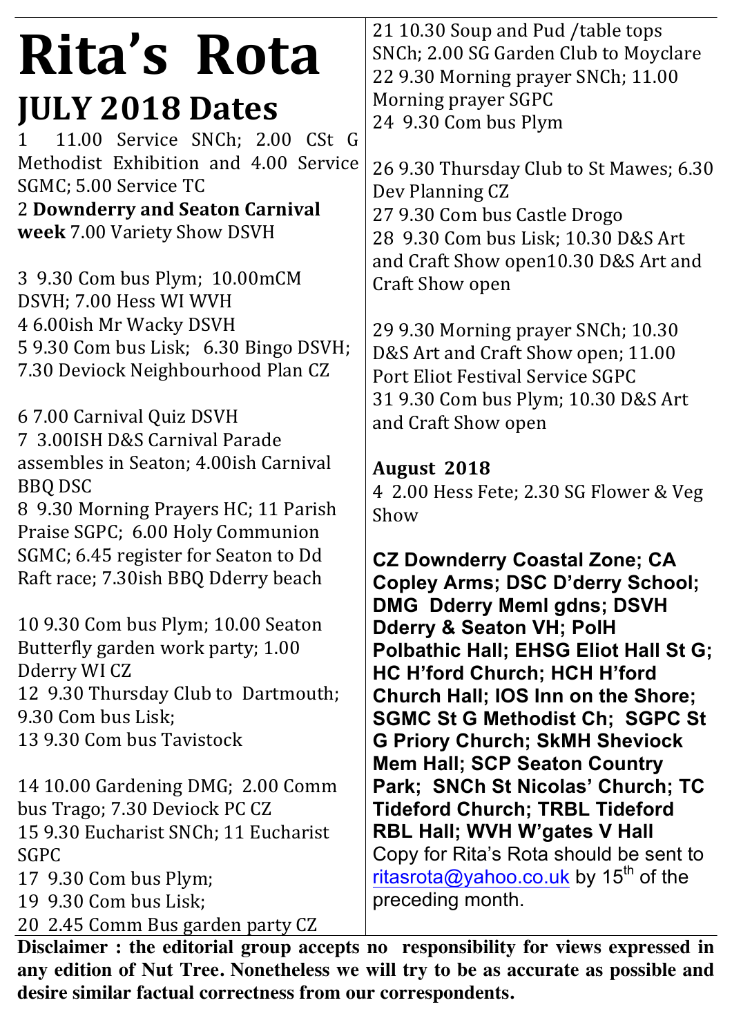# Rita's Rota

## JULY 2018 Dates

1 11.00 Service SNCh; 2.00 CSt G Methodist Exhibition and 4.00 Service SGMC; 5.00 Service TC

2 **Downderry and Seaton Carnival week** 7.00 Variety Show DSVH

3 9.30 Com bus Plym; 10.00mCM DSVH; 7.00 Hess WI WVH

4 6.00ish Mr Wacky DSVH

5 9.30 Com bus Lisk; 6.30 Bingo DSVH; 7.30 Deviock Neighbourhood Plan CZ

6 7.00 Carnival Quiz DSVH

7 3.00ISH D&S Carnival Parade assembles in Seaton; 4.00ish Carnival BBQ DSC

8 9.30 Morning Prayers HC; 11 Parish Praise SGPC; 6.00 Holy Communion SGMC; 6.45 register for Seaton to Dd Raft race; 7.30ish BBQ Dderry beach

10 9.30 Com bus Plym; 10.00 Seaton Butterfly garden work party; 1.00 Dderry WI CZ

12 9.30 Thursday Club to Dartmouth; 9.30 Com bus Lisk;

13 9.30 Com bus Tavistock

14 10.00 Gardening DMG; 2.00 Comm bus Trago; 7.30 Deviock PC CZ

15 9.30 Eucharist SNCh; 11 Eucharist SGPC

17 9.30 Com bus Plym;

19 9.30 Com bus Lisk;

20 2.45 Comm Bus garden party CZ

21 10.30 Soup and Pud /table tops SNCh; 2.00 SG Garden Club to Moyclare

22 9.30 Morning prayer SNCh; 11.00 Morning prayer SGPC

24 9.30 Com bus Plym

26 9.30 Thursday Club to St Mawes; 6.30 Dev Planning CZ

27 9.30 Com bus Castle Drogo

28 9.30 Com bus Lisk; 10.30 D&S Art and Craft Show open10.30 D&S Art and Craft Show open

29 9.30 Morning prayer SNCh; 10.30 D&S Art and Craft Show open; 11.00 Port Eliot Festival Service SGPC

31 9.30 Com bus Plym; 10.30 D&S Art and Craft Show open

**August 2018**

4 2.00 Hess Fete; 2.30 SG Flower & Veg Show

**CZ Downderry Coastal Zone; CA Copley Arms; DSC D'derry School; DMG Dderry Meml gdns; DSVH Dderry & Seaton VH; PolH Polbathic Hall; EHSG Eliot Hall St G; HC H'ford Church; HCH H'ford Church Hall; IOS Inn on the Shore; SGMC St G Methodist Ch; SGPC St G Priory Church; SkMH Sheviock Mem Hall; SCP Seaton Country Park; SNCh St Nicolas' Church; TC Tideford Church; TRBL Tideford RBL Hall; WVH W'gates V Hall**

Copy for Rita's Rota should be sent to ritasrota@yahoo.co.uk by 15th of the preceding month.

**Disclaimer : the editorial group accepts no responsibility for views expressed in any edition of Nut Tree. Nonetheless we will try to be as accurate as possible and desire similar factual correctness from our correspondents.**